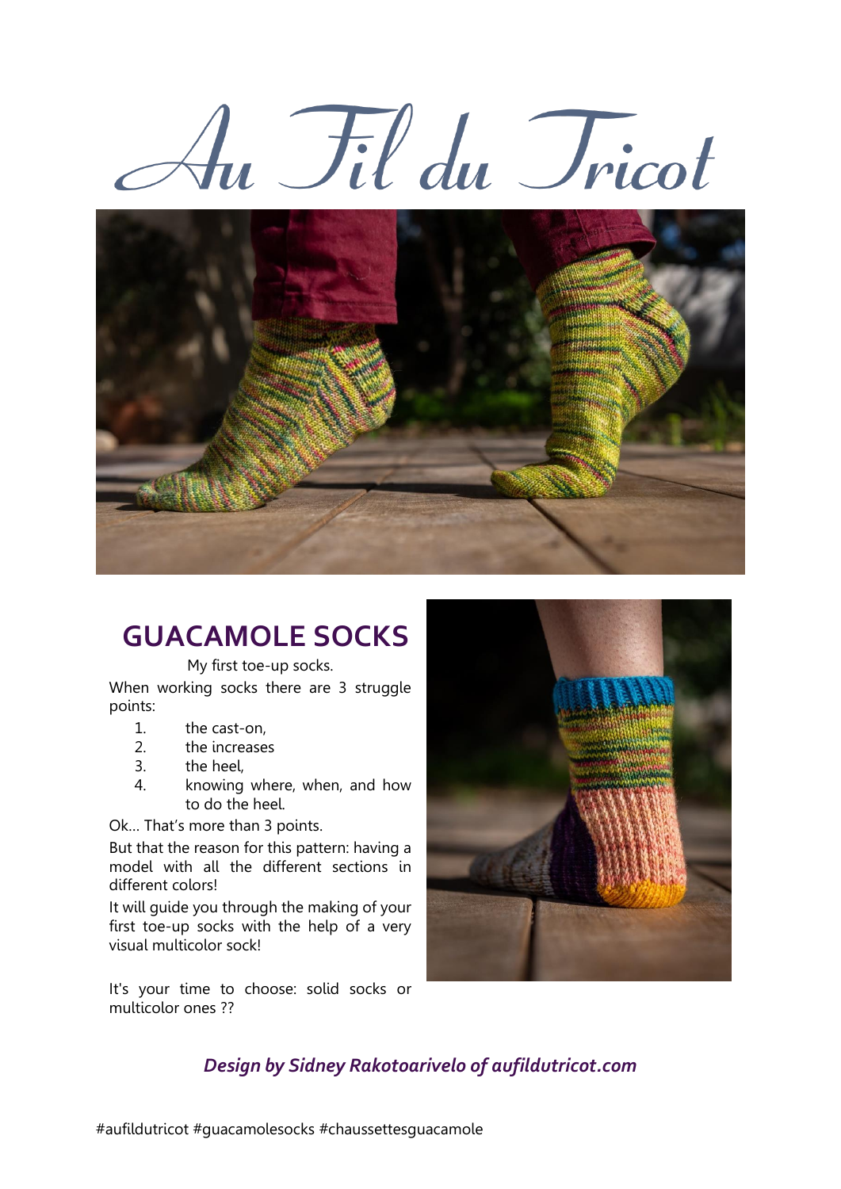# Au Fil du Tricot

## GUACAMOLE SOCKS

My first toe-up socks.

When working socks there are 3 struggle points:

1. the cast-on,
2. the increases
3. the heel,
4. knowing where, when, and how to do the heel.

Ok… That's more than 3 points.

But that the reason for this pattern: having a model with all the different sections in different colors!

It will guide you through the making of your first toe-up socks with the help of a very visual multicolor sock!

It's your time to choose: solid socks or multicolor ones ??

***Design by Sidney Rakotoarivelo of aufildutricot.com***

#aufildutricot #guacamolesocks #chaussettesguacamole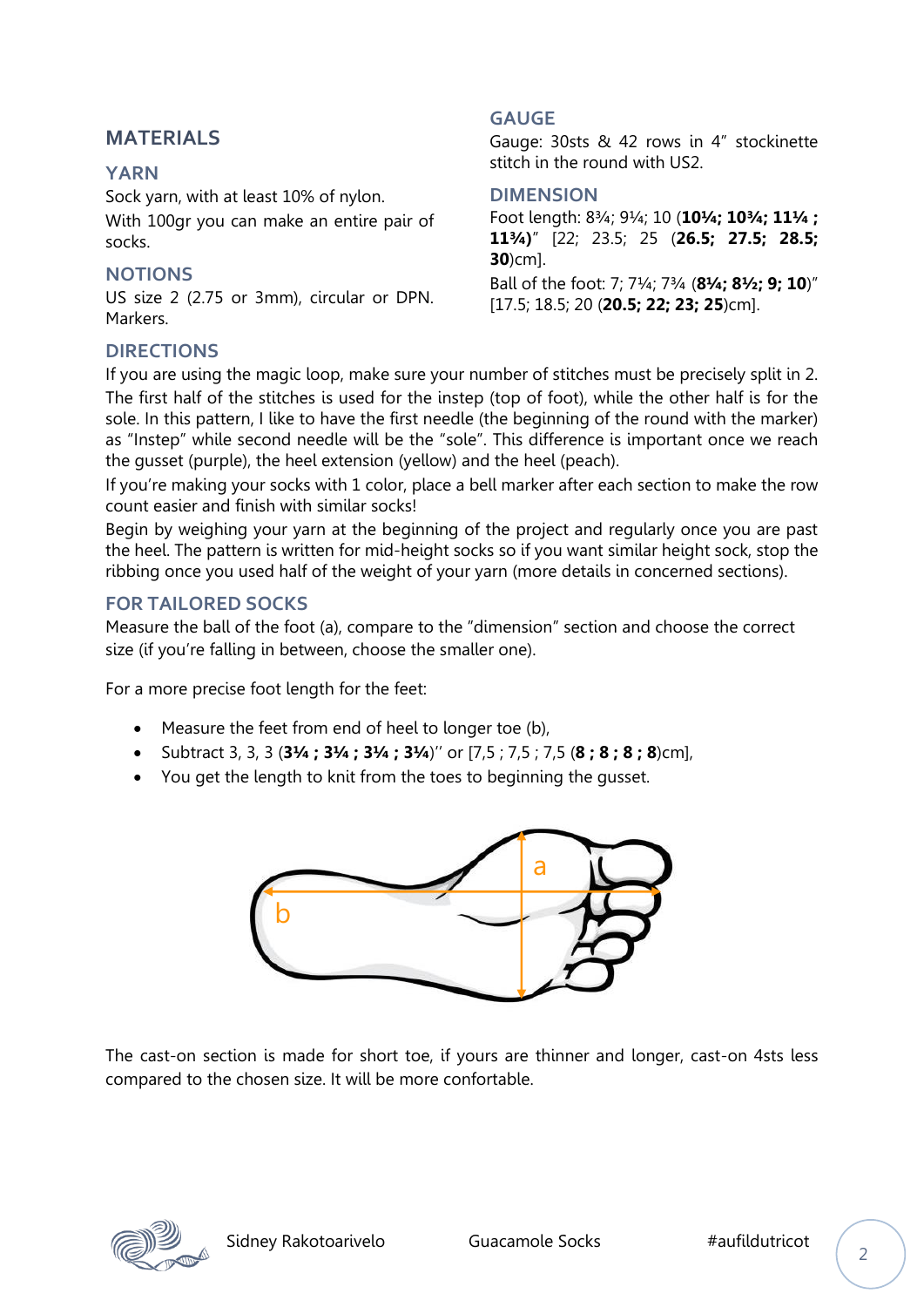## MATERIALS

### YARN

Sock yarn, with at least 10% of nylon.

With 100gr you can make an entire pair of socks.

### NOTIONS

US size 2 (2.75 or 3mm), circular or DPN. Markers.

### GAUGE

Gauge: 30sts & 42 rows in 4" stockinette stitch in the round with US2.

### DIMENSION

Foot length: 8¾; 9¼; 10 (**10¼; 10¾; 11¼ ; 11¾)**" [22; 23.5; 25 (**26.5; 27.5; 28.5; 30**)cm].

Ball of the foot: 7; 7¼; 7¾ (**8¼; 8½; 9; 10**)" [17.5; 18.5; 20 (**20.5; 22; 23; 25**)cm].

### DIRECTIONS

If you are using the magic loop, make sure your number of stitches must be precisely split in 2. The first half of the stitches is used for the instep (top of foot), while the other half is for the sole. In this pattern, I like to have the first needle (the beginning of the round with the marker) as "Instep" while second needle will be the "sole". This difference is important once we reach the gusset (purple), the heel extension (yellow) and the heel (peach).

If you're making your socks with 1 color, place a bell marker after each section to make the row count easier and finish with similar socks!

Begin by weighing your yarn at the beginning of the project and regularly once you are past the heel. The pattern is written for mid-height socks so if you want similar height sock, stop the ribbing once you used half of the weight of your yarn (more details in concerned sections).

### FOR TAILORED SOCKS

Measure the ball of the foot (a), compare to the "dimension" section and choose the correct size (if you're falling in between, choose the smaller one).

For a more precise foot length for the feet:

- Measure the feet from end of heel to longer toe (b),
- Subtract 3, 3, 3 (**3¼ ; 3¼ ; 3¼ ; 3¼**)'' or [7,5 ; 7,5 ; 7,5 (**8 ; 8 ; 8 ; 8**)cm],
- You get the length to knit from the toes to beginning the gusset.

The cast-on section is made for short toe, if yours are thinner and longer, cast-on 4sts less compared to the chosen size. It will be more confortable.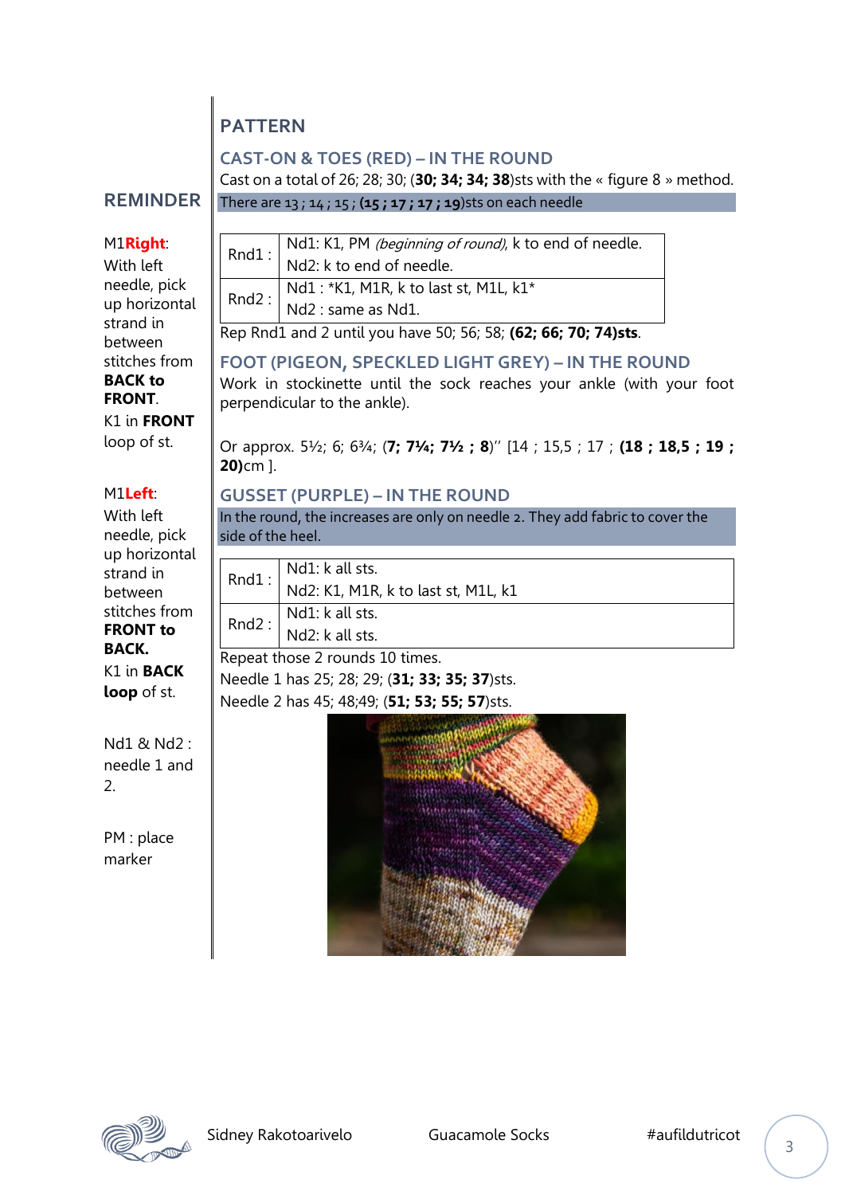## REMINDER

M1**Right**:
With left needle, pick up horizontal strand in between stitches from **BACK to FRONT**.
K1 in **FRONT** loop of st.

M1**Left**:
With left needle, pick up horizontal strand in between stitches from **FRONT to BACK.**
K1 in **BACK loop** of st.

Nd1 & Nd2 : needle 1 and 2.

PM : place marker

## PATTERN

### CAST-ON & TOES (RED) – IN THE ROUND

Cast on a total of 26; 28; 30; (**30; 34; 34; 38**)sts with the « figure 8 » method.

There are 13 ; 14 ; 15 ; **(15 ; 17 ; 17 ; 19**)sts on each needle

| | |
|---|---|
| Rnd1 : | Nd1: K1, PM *(beginning of round)*, k to end of needle.<br>Nd2: k to end of needle. |
| Rnd2 : | Nd1 : *K1, M1R, k to last st, M1L, k1*<br>Nd2 : same as Nd1. |

Rep Rnd1 and 2 until you have 50; 56; 58; **(62; 66; 70; 74)sts**.

### FOOT (PIGEON, SPECKLED LIGHT GREY) – IN THE ROUND

Work in stockinette until the sock reaches your ankle (with your foot perpendicular to the ankle).

Or approx. 5½; 6; 6¾; (**7; 7¼; 7½ ; 8**)'' [14 ; 15,5 ; 17 ; **(18 ; 18,5 ; 19 ; 20)**cm ].

### GUSSET (PURPLE) – IN THE ROUND

In the round, the increases are only on needle 2. They add fabric to cover the side of the heel.

| | |
|---|---|
| Rnd1 : | Nd1: k all sts.<br>Nd2: K1, M1R, k to last st, M1L, k1 |
| Rnd2 : | Nd1: k all sts.<br>Nd2: k all sts. |

Repeat those 2 rounds 10 times.

Needle 1 has 25; 28; 29; (**31; 33; 35; 37**)sts.

Needle 2 has 45; 48;49; (**51; 53; 55; 57**)sts.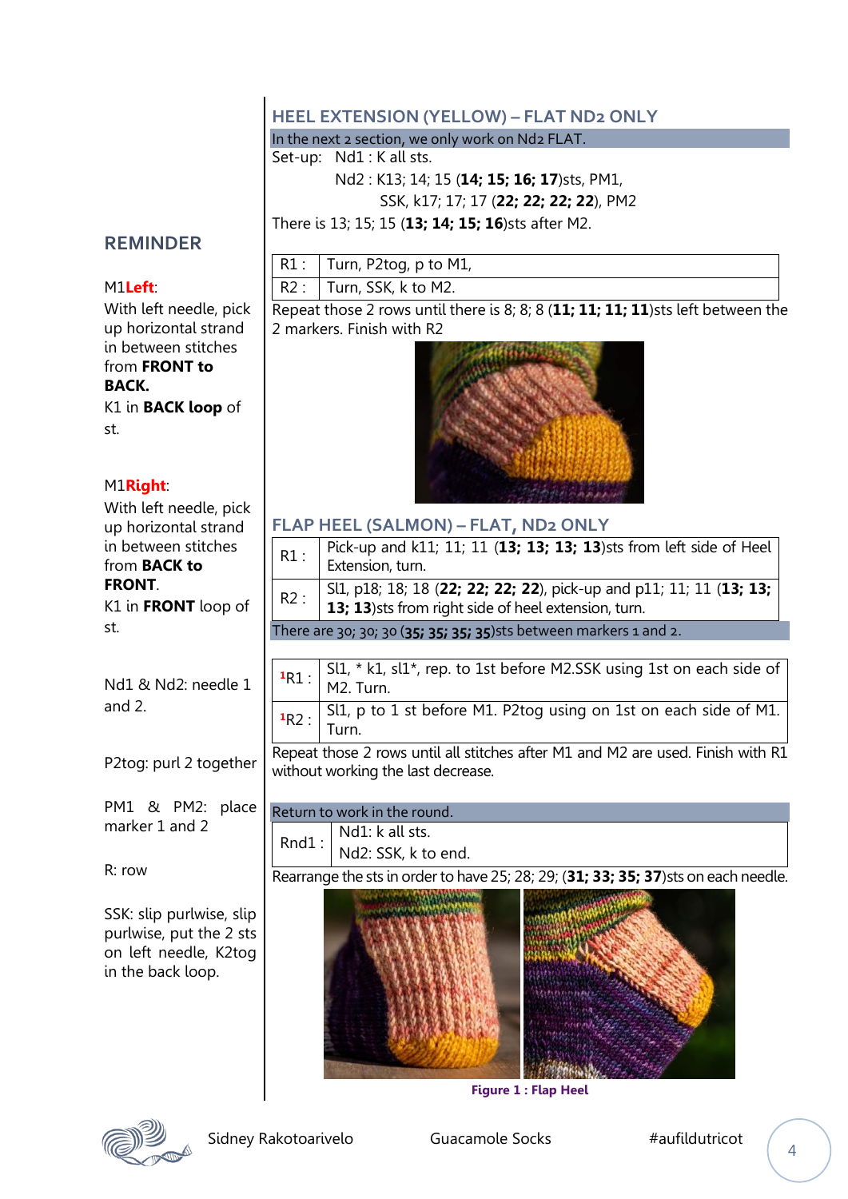## HEEL EXTENSION (YELLOW) – FLAT ND2 ONLY

In the next 2 section, we only work on Nd2 FLAT.

Set-up: Nd1 : K all sts.

Nd2 : K13; 14; 15 (**14; 15; 16; 17**)sts, PM1,
SSK, k17; 17; 17 (**22; 22; 22; 22**), PM2

There is 13; 15; 15 (**13; 14; 15; 16**)sts after M2.

| R1 : | Turn, P2tog, p to M1, |
|---|---|
| R2 : | Turn, SSK, k to M2. |

Repeat those 2 rows until there is 8; 8; 8 (**11; 11; 11; 11**)sts left between the 2 markers. Finish with R2

## FLAP HEEL (SALMON) – FLAT, ND2 ONLY

| R1 : | Pick-up and k11; 11; 11 (**13; 13; 13; 13**)sts from left side of Heel Extension, turn. |
|---|---|
| R2 : | Sl1, p18; 18; 18 (**22; 22; 22; 22**), pick-up and p11; 11; 11 (**13; 13; 13; 13**)sts from right side of heel extension, turn. |

There are 30; 30; 30 (**35; 35; 35; 35**)sts between markers 1 and 2.

| [1]R1 : | Sl1, * k1, sl1*, rep. to 1st before M2.SSK using 1st on each side of M2. Turn. |
|---|---|
| [1]R2 : | Sl1, p to 1 st before M1. P2tog using on 1st on each side of M1. Turn. |

Repeat those 2 rows until all stitches after M1 and M2 are used. Finish with R1 without working the last decrease.

Return to work in the round.

| Rnd1 : | Nd1: k all sts.<br>Nd2: SSK, k to end. |
|---|---|

Rearrange the sts in order to have 25; 28; 29; (**31; 33; 35; 37**)sts on each needle.

Figure 1 : Flap Heel

## REMINDER

M1**Left**:
With left needle, pick up horizontal strand in between stitches from **FRONT to BACK.**
K1 in **BACK loop** of st.

M1**Right**:
With left needle, pick up horizontal strand in between stitches from **BACK to FRONT**.
K1 in **FRONT** loop of st.

Nd1 & Nd2: needle 1 and 2.

P2tog: purl 2 together

PM1 & PM2: place marker 1 and 2

R: row

SSK: slip purlwise, slip purlwise, put the 2 sts on left needle, K2tog in the back loop.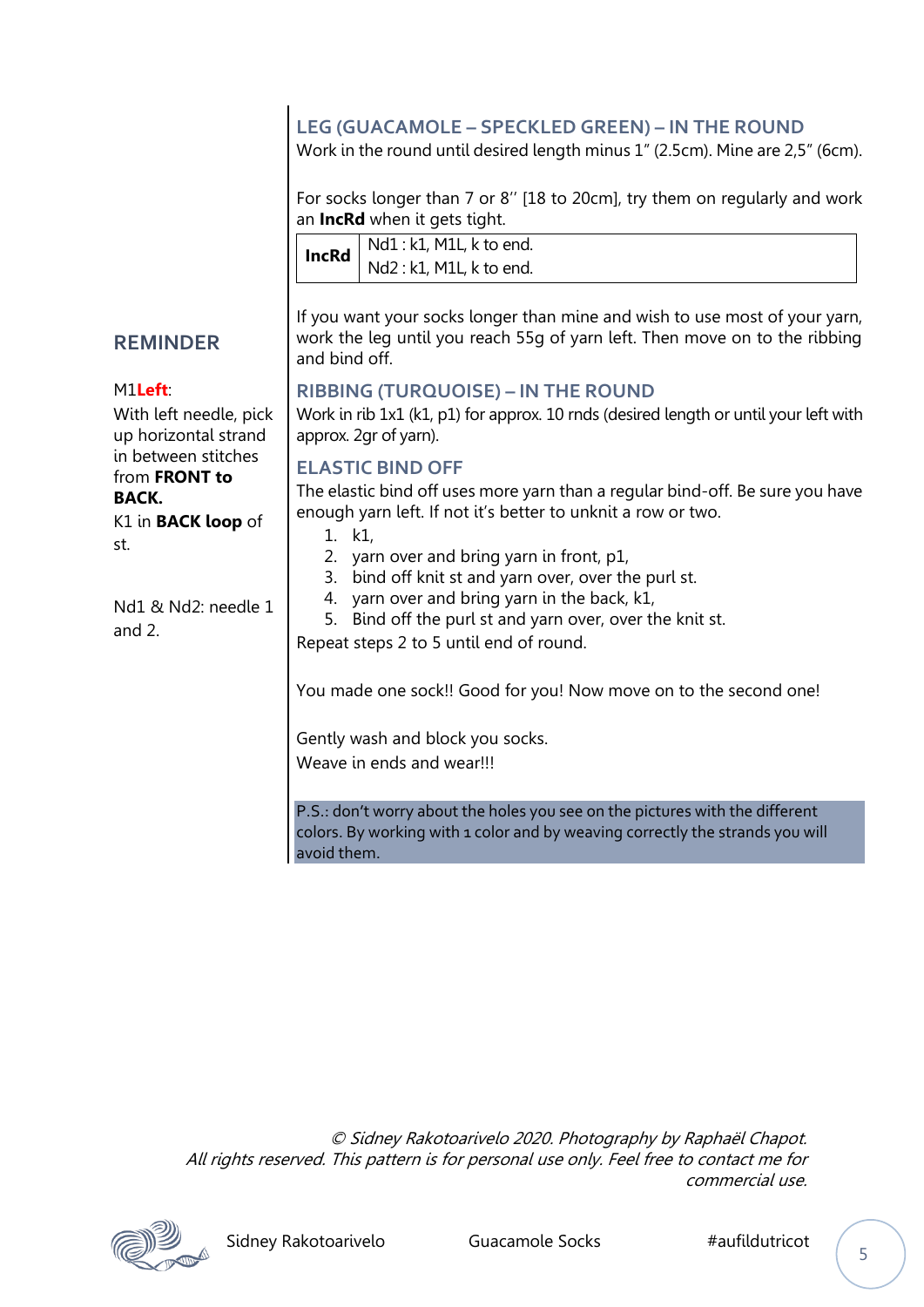## LEG (GUACAMOLE – SPECKLED GREEN) – IN THE ROUND

Work in the round until desired length minus 1" (2.5cm). Mine are 2,5" (6cm).

For socks longer than 7 or 8'' [18 to 20cm], try them on regularly and work an **IncRd** when it gets tight.

| | |
|---|---|
| **IncRd** | Nd1 : k1, M1L, k to end.<br>Nd2 : k1, M1L, k to end. |

If you want your socks longer than mine and wish to use most of your yarn, work the leg until you reach 55g of yarn left. Then move on to the ribbing and bind off.

## REMINDER

M1**Left**:

With left needle, pick up horizontal strand in between stitches from **FRONT to BACK.**

K1 in **BACK loop** of st.

Nd1 & Nd2: needle 1 and 2.

## RIBBING (TURQUOISE) – IN THE ROUND

Work in rib 1x1 (k1, p1) for approx. 10 rnds (desired length or until your left with approx. 2gr of yarn).

## ELASTIC BIND OFF

The elastic bind off uses more yarn than a regular bind-off. Be sure you have enough yarn left. If not it's better to unknit a row or two.

1. k1,
2. yarn over and bring yarn in front, p1,
3. bind off knit st and yarn over, over the purl st.
4. yarn over and bring yarn in the back, k1,
5. Bind off the purl st and yarn over, over the knit st.

Repeat steps 2 to 5 until end of round.

You made one sock!! Good for you! Now move on to the second one!

Gently wash and block you socks.
Weave in ends and wear!!!

P.S.: don't worry about the holes you see on the pictures with the different colors. By working with 1 color and by weaving correctly the strands you will avoid them.

*© Sidney Rakotoarivelo 2020. Photography by Raphaël Chapot. All rights reserved. This pattern is for personal use only. Feel free to contact me for commercial use.*